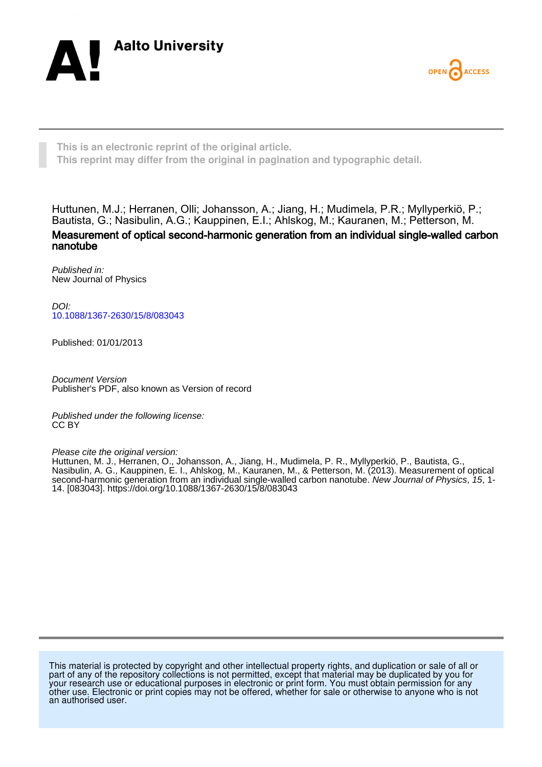Aalto University

OPEN ACCESS

**This is an electronic reprint of the original article.**
**This reprint may differ from the original in pagination and typographic detail.**

Huttunen, M.J.; Herranen, Olli; Johansson, A.; Jiang, H.; Mudimela, P.R.; Myllyperkiö, P.; Bautista, G.; Nasibulin, A.G.; Kauppinen, E.I.; Ahlskog, M.; Kauranen, M.; Petterson, M.

**Measurement of optical second-harmonic generation from an individual single-walled carbon nanotube**

*Published in:*
New Journal of Physics

*DOI:*
10.1088/1367-2630/15/8/083043

Published: 01/01/2013

*Document Version*
Publisher's PDF, also known as Version of record

*Published under the following license:*
CC BY

*Please cite the original version:*
Huttunen, M. J., Herranen, O., Johansson, A., Jiang, H., Mudimela, P. R., Myllyperkiö, P., Bautista, G., Nasibulin, A. G., Kauppinen, E. I., Ahlskog, M., Kauranen, M., & Petterson, M. (2013). Measurement of optical second-harmonic generation from an individual single-walled carbon nanotube. *New Journal of Physics*, *15*, 1-14. [083043]. https://doi.org/10.1088/1367-2630/15/8/083043

This material is protected by copyright and other intellectual property rights, and duplication or sale of all or part of any of the repository collections is not permitted, except that material may be duplicated by you for your research use or educational purposes in electronic or print form. You must obtain permission for any other use. Electronic or print copies may not be offered, whether for sale or otherwise to anyone who is not an authorised user.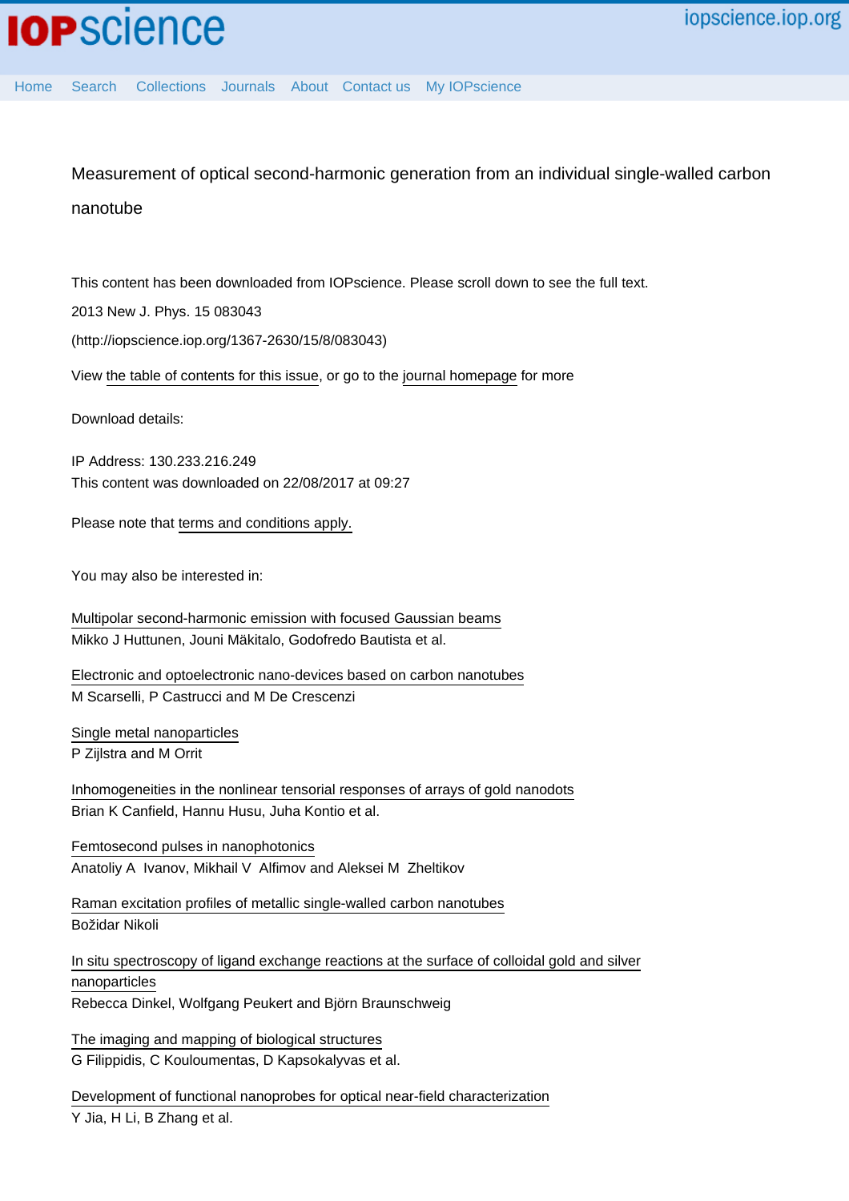Measurement of optical second-harmonic generation from an individual single-walled carbon nanotube

This content has been downloaded from IOPscience. Please scroll down to see the full text.

2013 New J. Phys. 15 083043

(http://iopscience.iop.org/1367-2630/15/8/083043)

View the table of contents for this issue, or go to the journal homepage for more

Download details:

IP Address: 130.233.216.249

This content was downloaded on 22/08/2017 at 09:27

Please note that terms and conditions apply.

You may also be interested in:

Multipolar second-harmonic emission with focused Gaussian beams
Mikko J Huttunen, Jouni Mäkitalo, Godofredo Bautista et al.

Electronic and optoelectronic nano-devices based on carbon nanotubes
M Scarselli, P Castrucci and M De Crescenzi

Single metal nanoparticles
P Zijlstra and M Orrit

Inhomogeneities in the nonlinear tensorial responses of arrays of gold nanodots
Brian K Canfield, Hannu Husu, Juha Kontio et al.

Femtosecond pulses in nanophotonics
Anatoliy A Ivanov, Mikhail V Alfimov and Aleksei M Zheltikov

Raman excitation profiles of metallic single-walled carbon nanotubes
Božidar Nikoli

In situ spectroscopy of ligand exchange reactions at the surface of colloidal gold and silver nanoparticles
Rebecca Dinkel, Wolfgang Peukert and Björn Braunschweig

The imaging and mapping of biological structures
G Filippidis, C Kouloumentas, D Kapsokalyvas et al.

Development of functional nanoprobes for optical near-field characterization
Y Jia, H Li, B Zhang et al.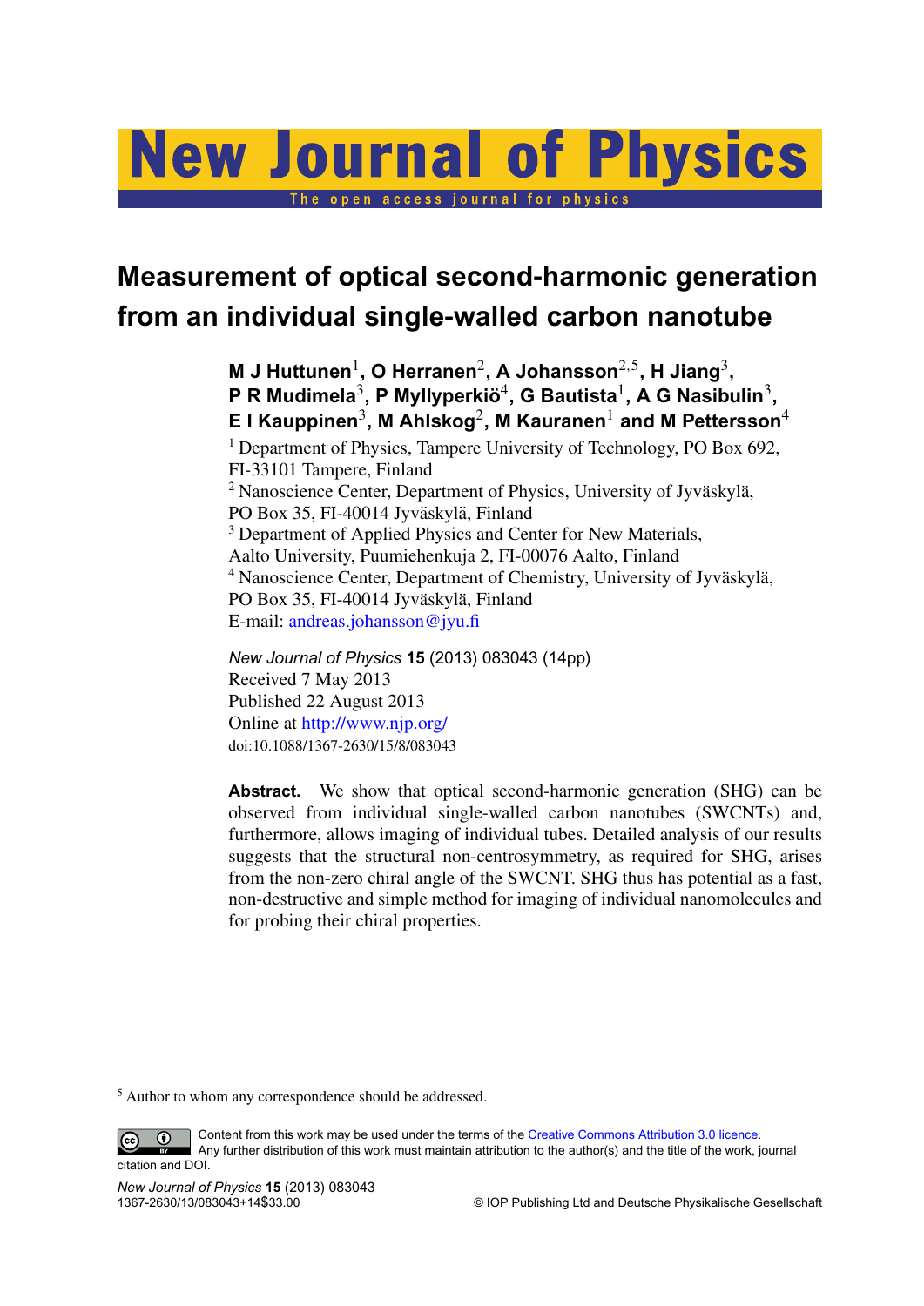# Measurement of optical second-harmonic generation from an individual single-walled carbon nanotube

**M J Huttunen**[1], **O Herranen**[2], **A Johansson**[2,5], **H Jiang**[3], **P R Mudimela**[3], **P Myllyperkiö**[4], **G Bautista**[1], **A G Nasibulin**[3], **E I Kauppinen**[3], **M Ahlskog**[2], **M Kauranen**[1] **and M Pettersson**[4]

[1] Department of Physics, Tampere University of Technology, PO Box 692, FI-33101 Tampere, Finland
[2] Nanoscience Center, Department of Physics, University of Jyväskylä, PO Box 35, FI-40014 Jyväskylä, Finland
[3] Department of Applied Physics and Center for New Materials, Aalto University, Puumiehenkuja 2, FI-00076 Aalto, Finland
[4] Nanoscience Center, Department of Chemistry, University of Jyväskylä, PO Box 35, FI-40014 Jyväskylä, Finland
E-mail: andreas.johansson@jyu.fi

*New Journal of Physics* **15** (2013) 083043 (14pp)
Received 7 May 2013
Published 22 August 2013
Online at http://www.njp.org/
doi:10.1088/1367-2630/15/8/083043

**Abstract.** We show that optical second-harmonic generation (SHG) can be observed from individual single-walled carbon nanotubes (SWCNTs) and, furthermore, allows imaging of individual tubes. Detailed analysis of our results suggests that the structural non-centrosymmetry, as required for SHG, arises from the non-zero chiral angle of the SWCNT. SHG thus has potential as a fast, non-destructive and simple method for imaging of individual nanomolecules and for probing their chiral properties.

[5] Author to whom any correspondence should be addressed.

Content from this work may be used under the terms of the Creative Commons Attribution 3.0 licence. Any further distribution of this work must maintain attribution to the author(s) and the title of the work, journal citation and DOI.

1367-2630/13/083043+14$33.00 © IOP Publishing Ltd and Deutsche Physikalische Gesellschaft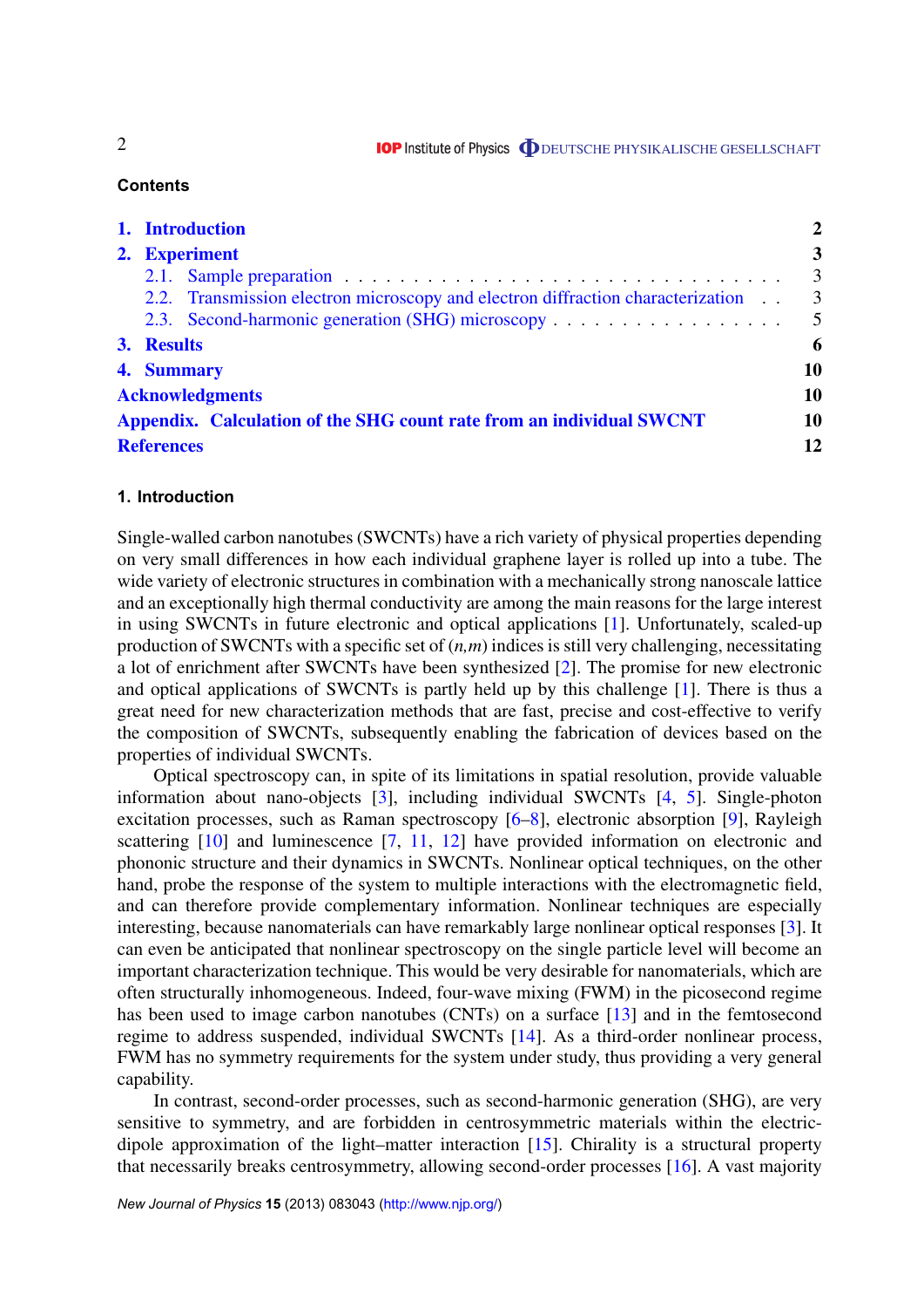## Contents

| | |
|---|---|
| **1. Introduction** | **2** |
| **2. Experiment** | **3** |
| 2.1. Sample preparation | 3 |
| 2.2. Transmission electron microscopy and electron diffraction characterization | 3 |
| 2.3. Second-harmonic generation (SHG) microscopy | 5 |
| **3. Results** | **6** |
| **4. Summary** | **10** |
| **Acknowledgments** | **10** |
| **Appendix. Calculation of the SHG count rate from an individual SWCNT** | **10** |
| **References** | **12** |

## 1. Introduction

Single-walled carbon nanotubes (SWCNTs) have a rich variety of physical properties depending on very small differences in how each individual graphene layer is rolled up into a tube. The wide variety of electronic structures in combination with a mechanically strong nanoscale lattice and an exceptionally high thermal conductivity are among the main reasons for the large interest in using SWCNTs in future electronic and optical applications [1]. Unfortunately, scaled-up production of SWCNTs with a specific set of $(n,m)$ indices is still very challenging, necessitating a lot of enrichment after SWCNTs have been synthesized [2]. The promise for new electronic and optical applications of SWCNTs is partly held up by this challenge [1]. There is thus a great need for new characterization methods that are fast, precise and cost-effective to verify the composition of SWCNTs, subsequently enabling the fabrication of devices based on the properties of individual SWCNTs.

Optical spectroscopy can, in spite of its limitations in spatial resolution, provide valuable information about nano-objects [3], including individual SWCNTs [4, 5]. Single-photon excitation processes, such as Raman spectroscopy [6–8], electronic absorption [9], Rayleigh scattering [10] and luminescence [7, 11, 12] have provided information on electronic and phononic structure and their dynamics in SWCNTs. Nonlinear optical techniques, on the other hand, probe the response of the system to multiple interactions with the electromagnetic field, and can therefore provide complementary information. Nonlinear techniques are especially interesting, because nanomaterials can have remarkably large nonlinear optical responses [3]. It can even be anticipated that nonlinear spectroscopy on the single particle level will become an important characterization technique. This would be very desirable for nanomaterials, which are often structurally inhomogeneous. Indeed, four-wave mixing (FWM) in the picosecond regime has been used to image carbon nanotubes (CNTs) on a surface [13] and in the femtosecond regime to address suspended, individual SWCNTs [14]. As a third-order nonlinear process, FWM has no symmetry requirements for the system under study, thus providing a very general capability.

In contrast, second-order processes, such as second-harmonic generation (SHG), are very sensitive to symmetry, and are forbidden in centrosymmetric materials within the electric-dipole approximation of the light–matter interaction [15]. Chirality is a structural property that necessarily breaks centrosymmetry, allowing second-order processes [16]. A vast majority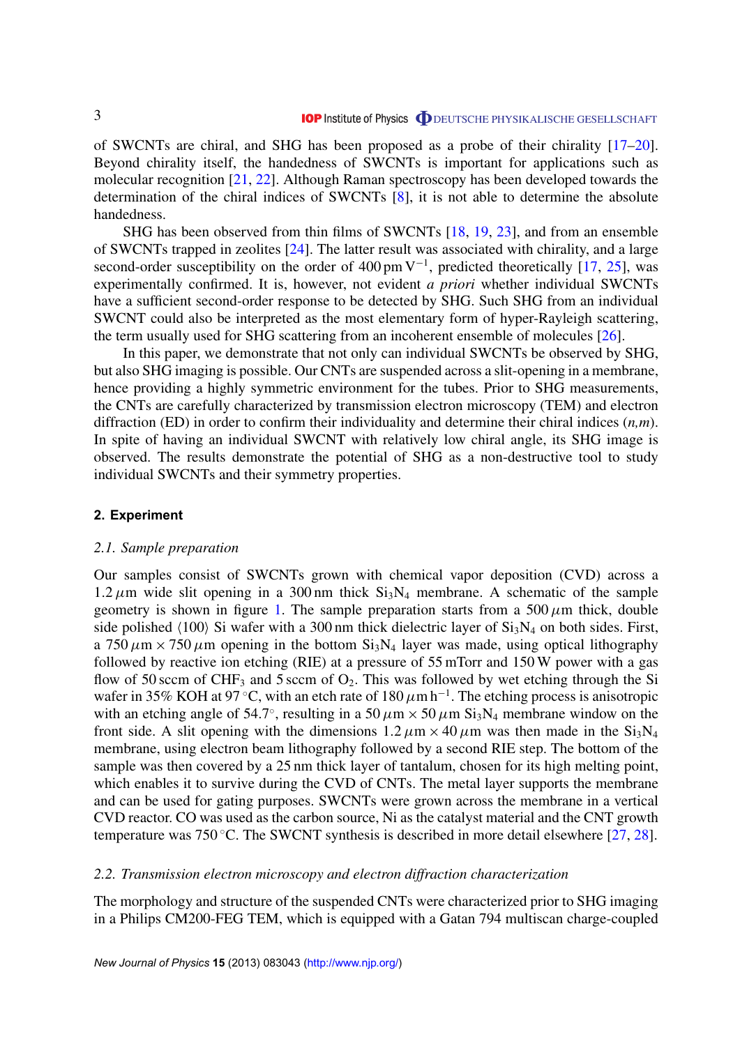of SWCNTs are chiral, and SHG has been proposed as a probe of their chirality [17–20]. Beyond chirality itself, the handedness of SWCNTs is important for applications such as molecular recognition [21, 22]. Although Raman spectroscopy has been developed towards the determination of the chiral indices of SWCNTs [8], it is not able to determine the absolute handedness.

SHG has been observed from thin films of SWCNTs [18, 19, 23], and from an ensemble of SWCNTs trapped in zeolites [24]. The latter result was associated with chirality, and a large second-order susceptibility on the order of $400\,\mathrm{pm\,V^{-1}}$, predicted theoretically [17, 25], was experimentally confirmed. It is, however, not evident *a priori* whether individual SWCNTs have a sufficient second-order response to be detected by SHG. Such SHG from an individual SWCNT could also be interpreted as the most elementary form of hyper-Rayleigh scattering, the term usually used for SHG scattering from an incoherent ensemble of molecules [26].

In this paper, we demonstrate that not only can individual SWCNTs be observed by SHG, but also SHG imaging is possible. Our CNTs are suspended across a slit-opening in a membrane, hence providing a highly symmetric environment for the tubes. Prior to SHG measurements, the CNTs are carefully characterized by transmission electron microscopy (TEM) and electron diffraction (ED) in order to confirm their individuality and determine their chiral indices (*n*,*m*). In spite of having an individual SWCNT with relatively low chiral angle, its SHG image is observed. The results demonstrate the potential of SHG as a non-destructive tool to study individual SWCNTs and their symmetry properties.

## 2. Experiment

### *2.1. Sample preparation*

Our samples consist of SWCNTs grown with chemical vapor deposition (CVD) across a $1.2\,\mu\mathrm{m}$ wide slit opening in a 300 nm thick $Si_3N_4$ membrane. A schematic of the sample geometry is shown in figure 1. The sample preparation starts from a $500\,\mu\mathrm{m}$ thick, double side polished $\langle 100\rangle$ Si wafer with a 300 nm thick dielectric layer of $Si_3N_4$ on both sides. First, a $750\,\mu\mathrm{m} \times 750\,\mu\mathrm{m}$ opening in the bottom $Si_3N_4$ layer was made, using optical lithography followed by reactive ion etching (RIE) at a pressure of 55 mTorr and 150 W power with a gas flow of 50 sccm of $CHF_3$ and 5 sccm of $O_2$. This was followed by wet etching through the Si wafer in 35% KOH at 97 °C, with an etch rate of $180\,\mu\mathrm{m\,h^{-1}}$. The etching process is anisotropic with an etching angle of 54.7°, resulting in a $50\,\mu\mathrm{m} \times 50\,\mu\mathrm{m}$ $Si_3N_4$ membrane window on the front side. A slit opening with the dimensions $1.2\,\mu\mathrm{m} \times 40\,\mu\mathrm{m}$ was then made in the $Si_3N_4$ membrane, using electron beam lithography followed by a second RIE step. The bottom of the sample was then covered by a 25 nm thick layer of tantalum, chosen for its high melting point, which enables it to survive during the CVD of CNTs. The metal layer supports the membrane and can be used for gating purposes. SWCNTs were grown across the membrane in a vertical CVD reactor. CO was used as the carbon source, Ni as the catalyst material and the CNT growth temperature was 750 °C. The SWCNT synthesis is described in more detail elsewhere [27, 28].

### *2.2. Transmission electron microscopy and electron diffraction characterization*

The morphology and structure of the suspended CNTs were characterized prior to SHG imaging in a Philips CM200-FEG TEM, which is equipped with a Gatan 794 multiscan charge-coupled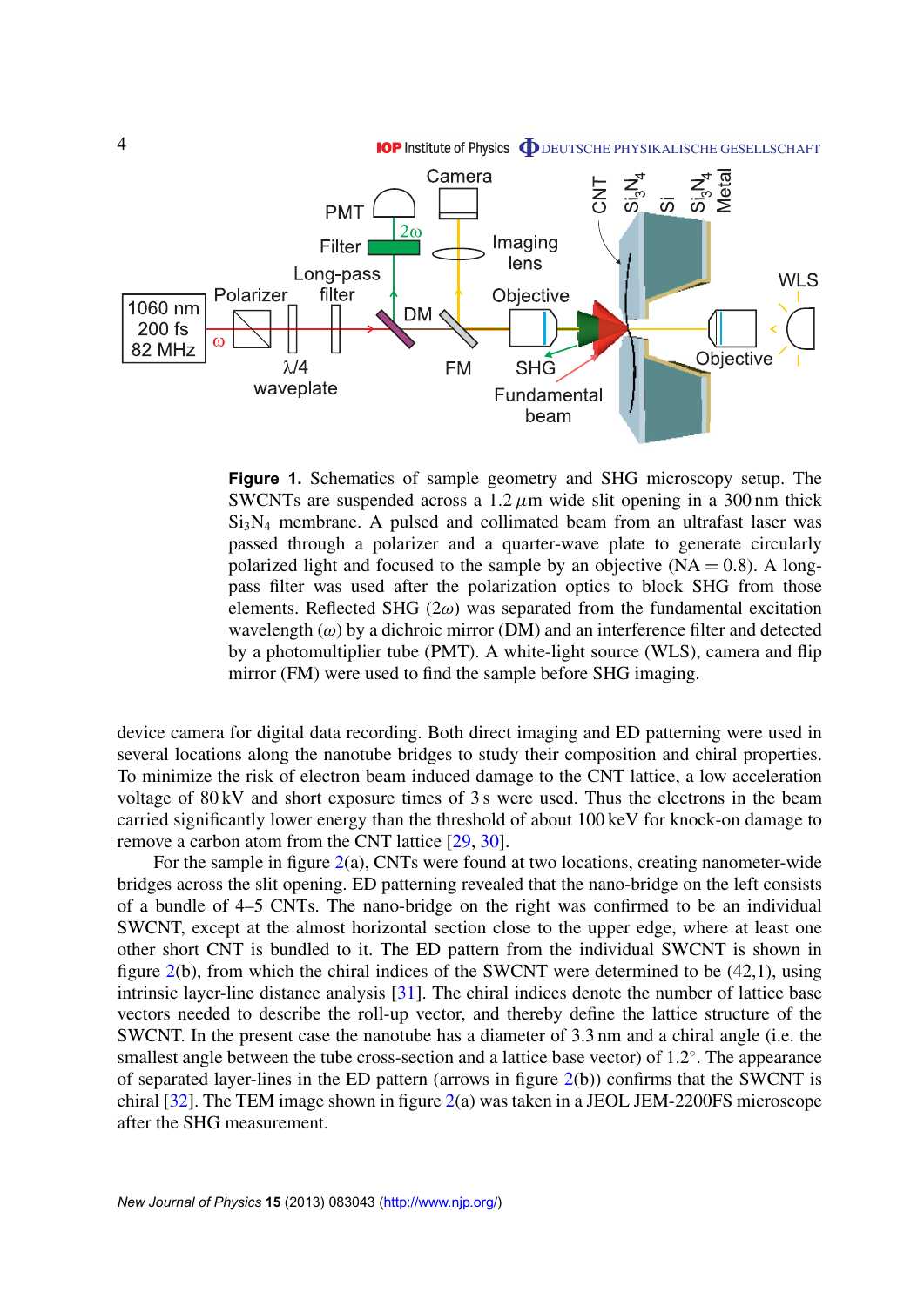**Figure 1.** Schematics of sample geometry and SHG microscopy setup. The SWCNTs are suspended across a 1.2 $\mu$m wide slit opening in a 300 nm thick $Si_3N_4$ membrane. A pulsed and collimated beam from an ultrafast laser was passed through a polarizer and a quarter-wave plate to generate circularly polarized light and focused to the sample by an objective (NA = 0.8). A long-pass filter was used after the polarization optics to block SHG from those elements. Reflected SHG ($2\omega$) was separated from the fundamental excitation wavelength ($\omega$) by a dichroic mirror (DM) and an interference filter and detected by a photomultiplier tube (PMT). A white-light source (WLS), camera and flip mirror (FM) were used to find the sample before SHG imaging.

device camera for digital data recording. Both direct imaging and ED patterning were used in several locations along the nanotube bridges to study their composition and chiral properties. To minimize the risk of electron beam induced damage to the CNT lattice, a low acceleration voltage of 80 kV and short exposure times of 3 s were used. Thus the electrons in the beam carried significantly lower energy than the threshold of about 100 keV for knock-on damage to remove a carbon atom from the CNT lattice [29, 30].

For the sample in figure 2(a), CNTs were found at two locations, creating nanometer-wide bridges across the slit opening. ED patterning revealed that the nano-bridge on the left consists of a bundle of 4–5 CNTs. The nano-bridge on the right was confirmed to be an individual SWCNT, except at the almost horizontal section close to the upper edge, where at least one other short CNT is bundled to it. The ED pattern from the individual SWCNT is shown in figure 2(b), from which the chiral indices of the SWCNT were determined to be (42,1), using intrinsic layer-line distance analysis [31]. The chiral indices denote the number of lattice base vectors needed to describe the roll-up vector, and thereby define the lattice structure of the SWCNT. In the present case the nanotube has a diameter of 3.3 nm and a chiral angle (i.e. the smallest angle between the tube cross-section and a lattice base vector) of 1.2°. The appearance of separated layer-lines in the ED pattern (arrows in figure 2(b)) confirms that the SWCNT is chiral [32]. The TEM image shown in figure 2(a) was taken in a JEOL JEM-2200FS microscope after the SHG measurement.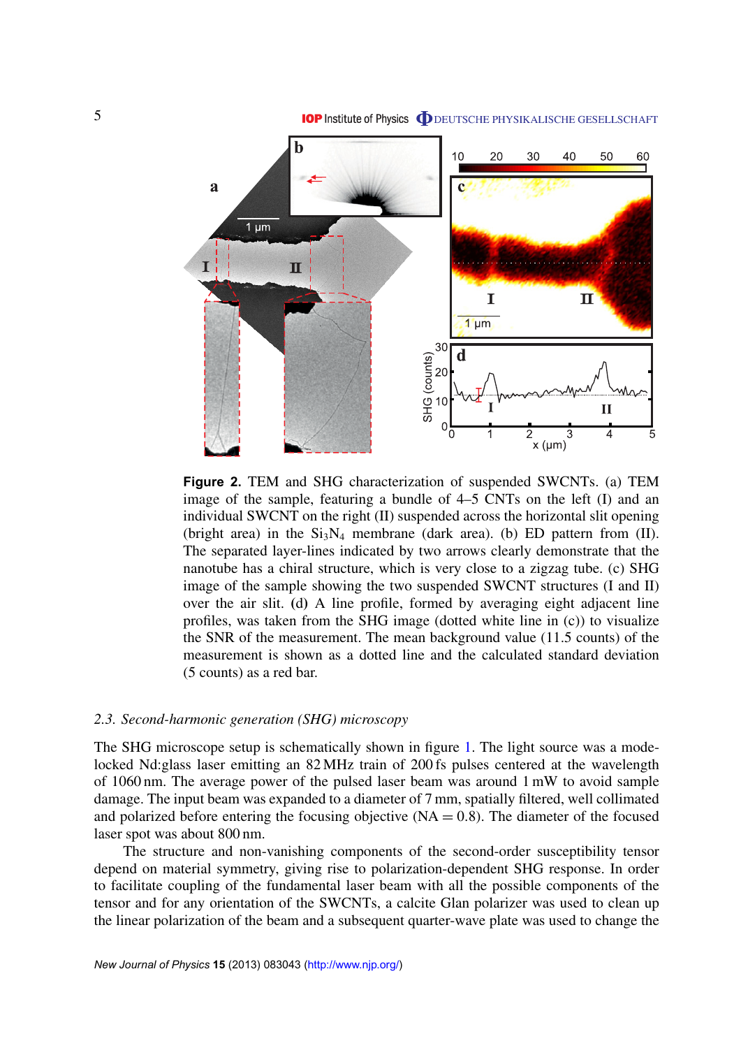**Figure 2.** TEM and SHG characterization of suspended SWCNTs. (a) TEM image of the sample, featuring a bundle of 4–5 CNTs on the left (I) and an individual SWCNT on the right (II) suspended across the horizontal slit opening (bright area) in the $Si_3N_4$ membrane (dark area). (b) ED pattern from (II). The separated layer-lines indicated by two arrows clearly demonstrate that the nanotube has a chiral structure, which is very close to a zigzag tube. (c) SHG image of the sample showing the two suspended SWCNT structures (I and II) over the air slit. **(d)** A line profile, formed by averaging eight adjacent line profiles, was taken from the SHG image (dotted white line in (c)) to visualize the SNR of the measurement. The mean background value (11.5 counts) of the measurement is shown as a dotted line and the calculated standard deviation (5 counts) as a red bar.

### *2.3. Second-harmonic generation (SHG) microscopy*

The SHG microscope setup is schematically shown in figure 1. The light source was a mode-locked Nd:glass laser emitting an 82 MHz train of 200 fs pulses centered at the wavelength of 1060 nm. The average power of the pulsed laser beam was around 1 mW to avoid sample damage. The input beam was expanded to a diameter of 7 mm, spatially filtered, well collimated and polarized before entering the focusing objective (NA = 0.8). The diameter of the focused laser spot was about 800 nm.

The structure and non-vanishing components of the second-order susceptibility tensor depend on material symmetry, giving rise to polarization-dependent SHG response. In order to facilitate coupling of the fundamental laser beam with all the possible components of the tensor and for any orientation of the SWCNTs, a calcite Glan polarizer was used to clean up the linear polarization of the beam and a subsequent quarter-wave plate was used to change the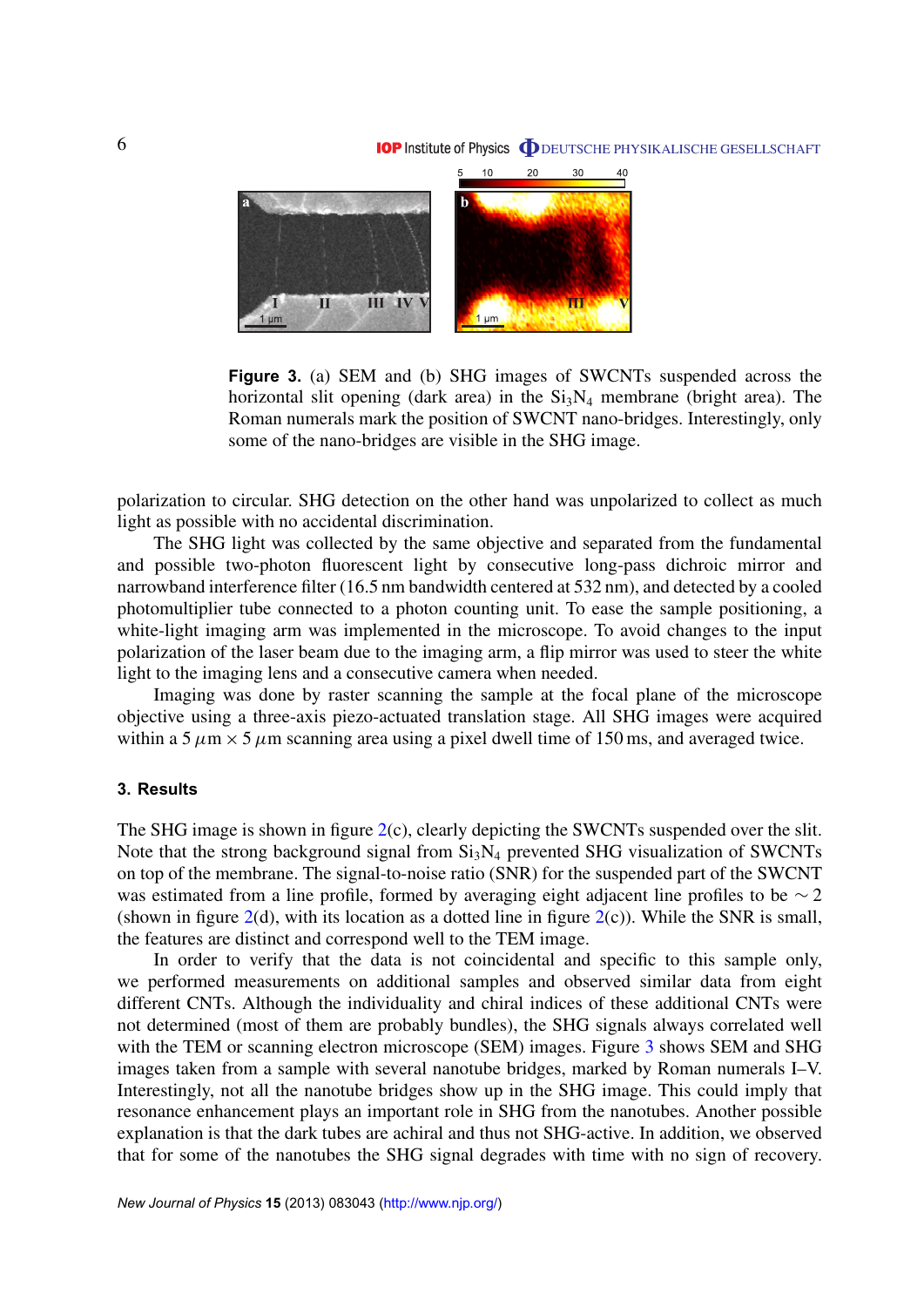**Figure 3.** (a) SEM and (b) SHG images of SWCNTs suspended across the horizontal slit opening (dark area) in the $Si_3N_4$ membrane (bright area). The Roman numerals mark the position of SWCNT nano-bridges. Interestingly, only some of the nano-bridges are visible in the SHG image.

polarization to circular. SHG detection on the other hand was unpolarized to collect as much light as possible with no accidental discrimination.

The SHG light was collected by the same objective and separated from the fundamental and possible two-photon fluorescent light by consecutive long-pass dichroic mirror and narrowband interference filter (16.5 nm bandwidth centered at 532 nm), and detected by a cooled photomultiplier tube connected to a photon counting unit. To ease the sample positioning, a white-light imaging arm was implemented in the microscope. To avoid changes to the input polarization of the laser beam due to the imaging arm, a flip mirror was used to steer the white light to the imaging lens and a consecutive camera when needed.

Imaging was done by raster scanning the sample at the focal plane of the microscope objective using a three-axis piezo-actuated translation stage. All SHG images were acquired within a $5\,\mu\text{m} \times 5\,\mu\text{m}$ scanning area using a pixel dwell time of 150 ms, and averaged twice.

## 3. Results

The SHG image is shown in figure 2(c), clearly depicting the SWCNTs suspended over the slit. Note that the strong background signal from $Si_3N_4$ prevented SHG visualization of SWCNTs on top of the membrane. The signal-to-noise ratio (SNR) for the suspended part of the SWCNT was estimated from a line profile, formed by averaging eight adjacent line profiles to be $\sim 2$ (shown in figure 2(d), with its location as a dotted line in figure 2(c)). While the SNR is small, the features are distinct and correspond well to the TEM image.

In order to verify that the data is not coincidental and specific to this sample only, we performed measurements on additional samples and observed similar data from eight different CNTs. Although the individuality and chiral indices of these additional CNTs were not determined (most of them are probably bundles), the SHG signals always correlated well with the TEM or scanning electron microscope (SEM) images. Figure 3 shows SEM and SHG images taken from a sample with several nanotube bridges, marked by Roman numerals I–V. Interestingly, not all the nanotube bridges show up in the SHG image. This could imply that resonance enhancement plays an important role in SHG from the nanotubes. Another possible explanation is that the dark tubes are achiral and thus not SHG-active. In addition, we observed that for some of the nanotubes the SHG signal degrades with time with no sign of recovery.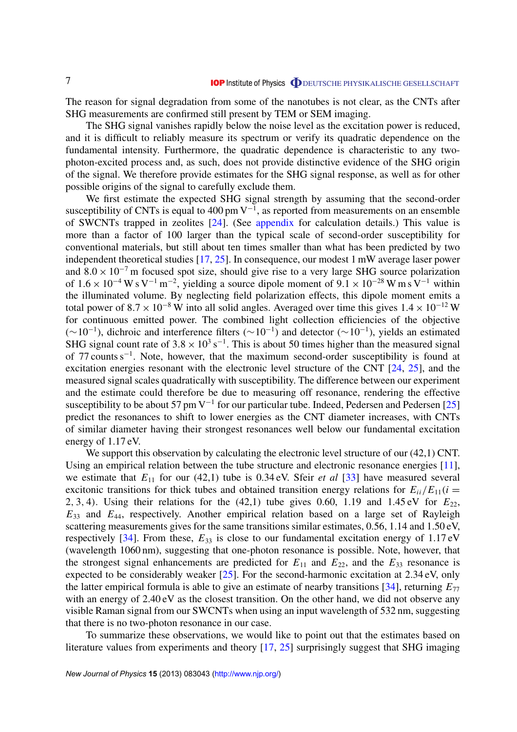The reason for signal degradation from some of the nanotubes is not clear, as the CNTs after SHG measurements are confirmed still present by TEM or SEM imaging.

The SHG signal vanishes rapidly below the noise level as the excitation power is reduced, and it is difficult to reliably measure its spectrum or verify its quadratic dependence on the fundamental intensity. Furthermore, the quadratic dependence is characteristic to any two-photon-excited process and, as such, does not provide distinctive evidence of the SHG origin of the signal. We therefore provide estimates for the SHG signal response, as well as for other possible origins of the signal to carefully exclude them.

We first estimate the expected SHG signal strength by assuming that the second-order susceptibility of CNTs is equal to 400 pm $V^{-1}$, as reported from measurements on an ensemble of SWCNTs trapped in zeolites [24]. (See appendix for calculation details.) This value is more than a factor of 100 larger than the typical scale of second-order susceptibility for conventional materials, but still about ten times smaller than what has been predicted by two independent theoretical studies [17, 25]. In consequence, our modest 1 mW average laser power and $8.0 \times 10^{-7}$ m focused spot size, should give rise to a very large SHG source polarization of $1.6 \times 10^{-4}$ W s $V^{-1}$ $m^{-2}$, yielding a source dipole moment of $9.1 \times 10^{-28}$ W m s $V^{-1}$ within the illuminated volume. By neglecting field polarization effects, this dipole moment emits a total power of $8.7 \times 10^{-8}$ W into all solid angles. Averaged over time this gives $1.4 \times 10^{-12}$ W for continuous emitted power. The combined light collection efficiencies of the objective ($\sim 10^{-1}$), dichroic and interference filters ($\sim 10^{-1}$) and detector ($\sim 10^{-1}$), yields an estimated SHG signal count rate of $3.8 \times 10^{3}$ $s^{-1}$. This is about 50 times higher than the measured signal of 77 counts $s^{-1}$. Note, however, that the maximum second-order susceptibility is found at excitation energies resonant with the electronic level structure of the CNT [24, 25], and the measured signal scales quadratically with susceptibility. The difference between our experiment and the estimate could therefore be due to measuring off resonance, rendering the effective susceptibility to be about 57 pm $V^{-1}$ for our particular tube. Indeed, Pedersen and Pedersen [25] predict the resonances to shift to lower energies as the CNT diameter increases, with CNTs of similar diameter having their strongest resonances well below our fundamental excitation energy of 1.17 eV.

We support this observation by calculating the electronic level structure of our (42,1) CNT. Using an empirical relation between the tube structure and electronic resonance energies [11], we estimate that $E_{11}$ for our (42,1) tube is 0.34 eV. Sfeir *et al* [33] have measured several excitonic transitions for thick tubes and obtained transition energy relations for $E_{ii}/E_{11} (i = 2, 3, 4)$. Using their relations for the (42,1) tube gives 0.60, 1.19 and 1.45 eV for $E_{22}$, $E_{33}$ and $E_{44}$, respectively. Another empirical relation based on a large set of Rayleigh scattering measurements gives for the same transitions similar estimates, 0.56, 1.14 and 1.50 eV, respectively [34]. From these, $E_{33}$ is close to our fundamental excitation energy of 1.17 eV (wavelength 1060 nm), suggesting that one-photon resonance is possible. Note, however, that the strongest signal enhancements are predicted for $E_{11}$ and $E_{22}$, and the $E_{33}$ resonance is expected to be considerably weaker [25]. For the second-harmonic excitation at 2.34 eV, only the latter empirical formula is able to give an estimate of nearby transitions [34], returning $E_{77}$ with an energy of 2.40 eV as the closest transition. On the other hand, we did not observe any visible Raman signal from our SWCNTs when using an input wavelength of 532 nm, suggesting that there is no two-photon resonance in our case.

To summarize these observations, we would like to point out that the estimates based on literature values from experiments and theory [17, 25] surprisingly suggest that SHG imaging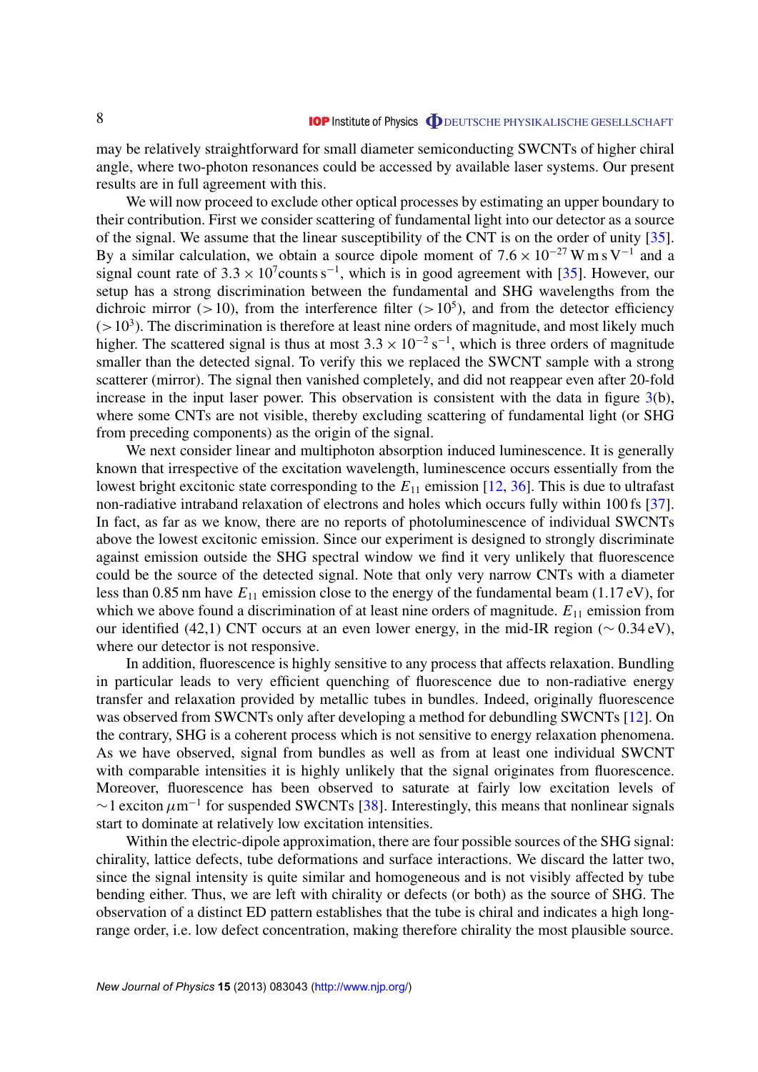may be relatively straightforward for small diameter semiconducting SWCNTs of higher chiral angle, where two-photon resonances could be accessed by available laser systems. Our present results are in full agreement with this.

We will now proceed to exclude other optical processes by estimating an upper boundary to their contribution. First we consider scattering of fundamental light into our detector as a source of the signal. We assume that the linear susceptibility of the CNT is on the order of unity [35]. By a similar calculation, we obtain a source dipole moment of $7.6 \times 10^{-27}$ W m s V$^{-1}$ and a signal count rate of $3.3 \times 10^{7}$counts s$^{-1}$, which is in good agreement with [35]. However, our setup has a strong discrimination between the fundamental and SHG wavelengths from the dichroic mirror ($>10$), from the interference filter ($>10^5$), and from the detector efficiency ($>10^3$). The discrimination is therefore at least nine orders of magnitude, and most likely much higher. The scattered signal is thus at most $3.3 \times 10^{-2}$ s$^{-1}$, which is three orders of magnitude smaller than the detected signal. To verify this we replaced the SWCNT sample with a strong scatterer (mirror). The signal then vanished completely, and did not reappear even after 20-fold increase in the input laser power. This observation is consistent with the data in figure 3(b), where some CNTs are not visible, thereby excluding scattering of fundamental light (or SHG from preceding components) as the origin of the signal.

We next consider linear and multiphoton absorption induced luminescence. It is generally known that irrespective of the excitation wavelength, luminescence occurs essentially from the lowest bright excitonic state corresponding to the $E_{11}$ emission [12, 36]. This is due to ultrafast non-radiative intraband relaxation of electrons and holes which occurs fully within 100 fs [37]. In fact, as far as we know, there are no reports of photoluminescence of individual SWCNTs above the lowest excitonic emission. Since our experiment is designed to strongly discriminate against emission outside the SHG spectral window we find it very unlikely that fluorescence could be the source of the detected signal. Note that only very narrow CNTs with a diameter less than 0.85 nm have $E_{11}$ emission close to the energy of the fundamental beam (1.17 eV), for which we above found a discrimination of at least nine orders of magnitude. $E_{11}$ emission from our identified (42,1) CNT occurs at an even lower energy, in the mid-IR region ($\sim 0.34$ eV), where our detector is not responsive.

In addition, fluorescence is highly sensitive to any process that affects relaxation. Bundling in particular leads to very efficient quenching of fluorescence due to non-radiative energy transfer and relaxation provided by metallic tubes in bundles. Indeed, originally fluorescence was observed from SWCNTs only after developing a method for debundling SWCNTs [12]. On the contrary, SHG is a coherent process which is not sensitive to energy relaxation phenomena. As we have observed, signal from bundles as well as from at least one individual SWCNT with comparable intensities it is highly unlikely that the signal originates from fluorescence. Moreover, fluorescence has been observed to saturate at fairly low excitation levels of $\sim$1 exciton $\mu$m$^{-1}$ for suspended SWCNTs [38]. Interestingly, this means that nonlinear signals start to dominate at relatively low excitation intensities.

Within the electric-dipole approximation, there are four possible sources of the SHG signal: chirality, lattice defects, tube deformations and surface interactions. We discard the latter two, since the signal intensity is quite similar and homogeneous and is not visibly affected by tube bending either. Thus, we are left with chirality or defects (or both) as the source of SHG. The observation of a distinct ED pattern establishes that the tube is chiral and indicates a high long-range order, i.e. low defect concentration, making therefore chirality the most plausible source.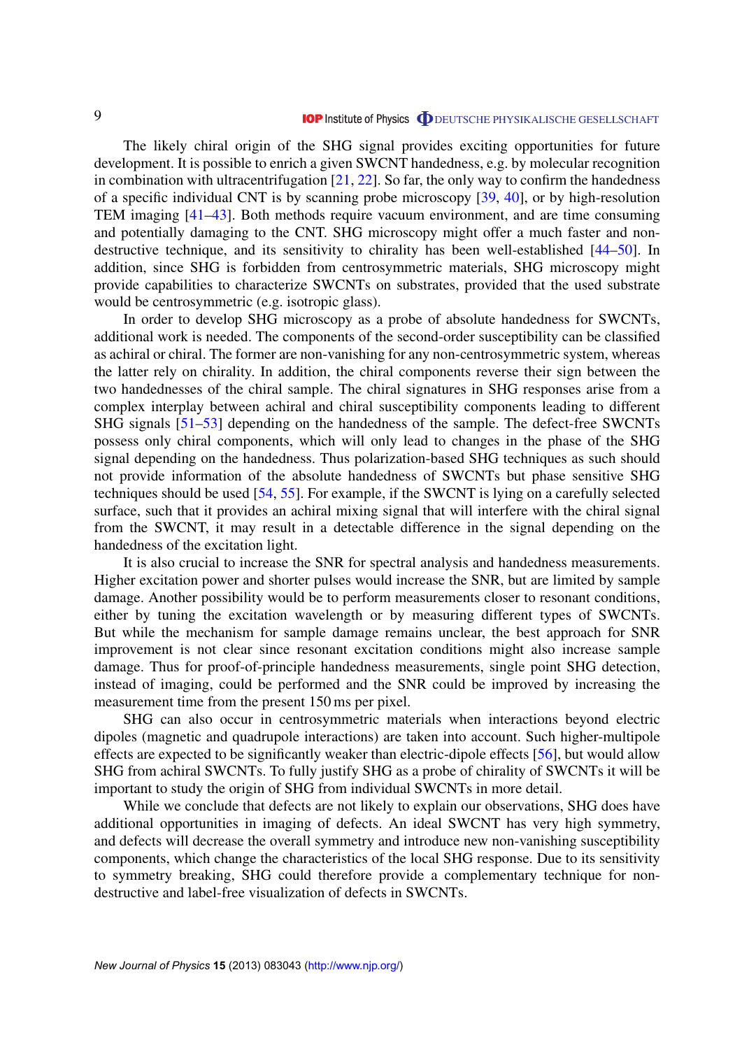The likely chiral origin of the SHG signal provides exciting opportunities for future development. It is possible to enrich a given SWCNT handedness, e.g. by molecular recognition in combination with ultracentrifugation [21, 22]. So far, the only way to confirm the handedness of a specific individual CNT is by scanning probe microscopy [39, 40], or by high-resolution TEM imaging [41–43]. Both methods require vacuum environment, and are time consuming and potentially damaging to the CNT. SHG microscopy might offer a much faster and non-destructive technique, and its sensitivity to chirality has been well-established [44–50]. In addition, since SHG is forbidden from centrosymmetric materials, SHG microscopy might provide capabilities to characterize SWCNTs on substrates, provided that the used substrate would be centrosymmetric (e.g. isotropic glass).

In order to develop SHG microscopy as a probe of absolute handedness for SWCNTs, additional work is needed. The components of the second-order susceptibility can be classified as achiral or chiral. The former are non-vanishing for any non-centrosymmetric system, whereas the latter rely on chirality. In addition, the chiral components reverse their sign between the two handednesses of the chiral sample. The chiral signatures in SHG responses arise from a complex interplay between achiral and chiral susceptibility components leading to different SHG signals [51–53] depending on the handedness of the sample. The defect-free SWCNTs possess only chiral components, which will only lead to changes in the phase of the SHG signal depending on the handedness. Thus polarization-based SHG techniques as such should not provide information of the absolute handedness of SWCNTs but phase sensitive SHG techniques should be used [54, 55]. For example, if the SWCNT is lying on a carefully selected surface, such that it provides an achiral mixing signal that will interfere with the chiral signal from the SWCNT, it may result in a detectable difference in the signal depending on the handedness of the excitation light.

It is also crucial to increase the SNR for spectral analysis and handedness measurements. Higher excitation power and shorter pulses would increase the SNR, but are limited by sample damage. Another possibility would be to perform measurements closer to resonant conditions, either by tuning the excitation wavelength or by measuring different types of SWCNTs. But while the mechanism for sample damage remains unclear, the best approach for SNR improvement is not clear since resonant excitation conditions might also increase sample damage. Thus for proof-of-principle handedness measurements, single point SHG detection, instead of imaging, could be performed and the SNR could be improved by increasing the measurement time from the present 150 ms per pixel.

SHG can also occur in centrosymmetric materials when interactions beyond electric dipoles (magnetic and quadrupole interactions) are taken into account. Such higher-multipole effects are expected to be significantly weaker than electric-dipole effects [56], but would allow SHG from achiral SWCNTs. To fully justify SHG as a probe of chirality of SWCNTs it will be important to study the origin of SHG from individual SWCNTs in more detail.

While we conclude that defects are not likely to explain our observations, SHG does have additional opportunities in imaging of defects. An ideal SWCNT has very high symmetry, and defects will decrease the overall symmetry and introduce new non-vanishing susceptibility components, which change the characteristics of the local SHG response. Due to its sensitivity to symmetry breaking, SHG could therefore provide a complementary technique for non-destructive and label-free visualization of defects in SWCNTs.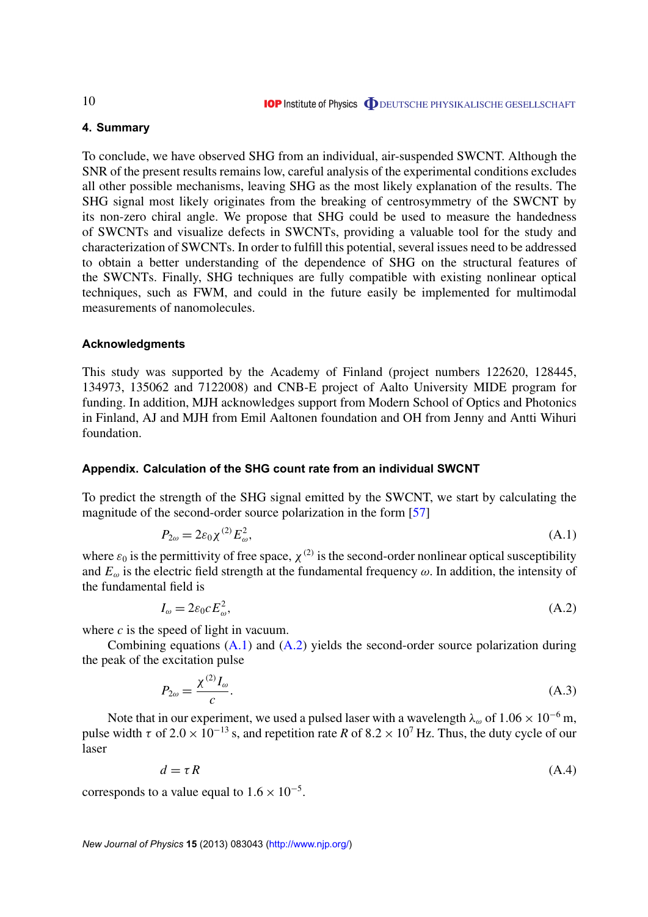## 4. Summary

To conclude, we have observed SHG from an individual, air-suspended SWCNT. Although the SNR of the present results remains low, careful analysis of the experimental conditions excludes all other possible mechanisms, leaving SHG as the most likely explanation of the results. The SHG signal most likely originates from the breaking of centrosymmetry of the SWCNT by its non-zero chiral angle. We propose that SHG could be used to measure the handedness of SWCNTs and visualize defects in SWCNTs, providing a valuable tool for the study and characterization of SWCNTs. In order to fulfill this potential, several issues need to be addressed to obtain a better understanding of the dependence of SHG on the structural features of the SWCNTs. Finally, SHG techniques are fully compatible with existing nonlinear optical techniques, such as FWM, and could in the future easily be implemented for multimodal measurements of nanomolecules.

## Acknowledgments

This study was supported by the Academy of Finland (project numbers 122620, 128445, 134973, 135062 and 7122008) and CNB-E project of Aalto University MIDE program for funding. In addition, MJH acknowledges support from Modern School of Optics and Photonics in Finland, AJ and MJH from Emil Aaltonen foundation and OH from Jenny and Antti Wihuri foundation.

## Appendix. Calculation of the SHG count rate from an individual SWCNT

To predict the strength of the SHG signal emitted by the SWCNT, we start by calculating the magnitude of the second-order source polarization in the form [57]

$$P_{2\omega} = 2\varepsilon_0 \chi^{(2)} E_\omega^2, \tag{A.1}$$

where $\varepsilon_0$ is the permittivity of free space, $\chi^{(2)}$ is the second-order nonlinear optical susceptibility and $E_\omega$ is the electric field strength at the fundamental frequency $\omega$. In addition, the intensity of the fundamental field is

$$I_\omega = 2\varepsilon_0 c E_\omega^2, \tag{A.2}$$

where $c$ is the speed of light in vacuum.

Combining equations (A.1) and (A.2) yields the second-order source polarization during the peak of the excitation pulse

$$P_{2\omega} = \frac{\chi^{(2)} I_\omega}{c}. \tag{A.3}$$

Note that in our experiment, we used a pulsed laser with a wavelength $\lambda_\omega$ of $1.06 \times 10^{-6}$ m, pulse width $\tau$ of $2.0 \times 10^{-13}$ s, and repetition rate $R$ of $8.2 \times 10^7$ Hz. Thus, the duty cycle of our laser

$$d = \tau R \tag{A.4}$$

corresponds to a value equal to $1.6 \times 10^{-5}$.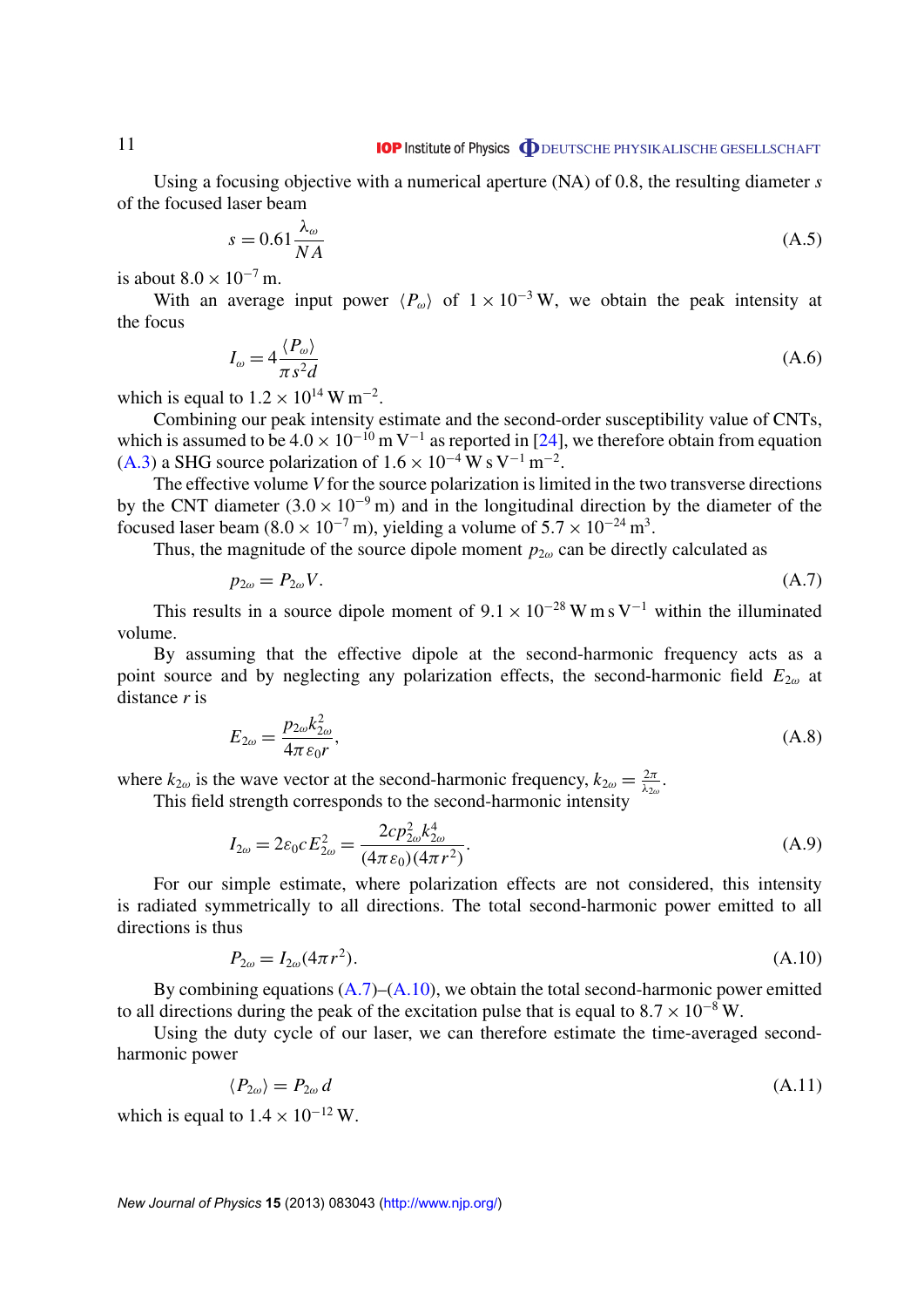Using a focusing objective with a numerical aperture (NA) of 0.8, the resulting diameter $s$ of the focused laser beam

$$s = 0.61\frac{\lambda_{\omega}}{NA} \tag{A.5}$$

is about $8.0 \times 10^{-7}$ m.

With an average input power $\langle P_{\omega} \rangle$ of $1 \times 10^{-3}$ W, we obtain the peak intensity at the focus

$$I_{\omega} = 4\frac{\langle P_{\omega} \rangle}{\pi s^2 d} \tag{A.6}$$

which is equal to $1.2 \times 10^{14}$ W m$^{-2}$.

Combining our peak intensity estimate and the second-order susceptibility value of CNTs, which is assumed to be $4.0 \times 10^{-10}$ m V$^{-1}$ as reported in [24], we therefore obtain from equation (A.3) a SHG source polarization of $1.6 \times 10^{-4}$ W s V$^{-1}$ m$^{-2}$.

The effective volume $V$ for the source polarization is limited in the two transverse directions by the CNT diameter ($3.0 \times 10^{-9}$ m) and in the longitudinal direction by the diameter of the focused laser beam ($8.0 \times 10^{-7}$ m), yielding a volume of $5.7 \times 10^{-24}$ m$^3$.

Thus, the magnitude of the source dipole moment $p_{2\omega}$ can be directly calculated as

$$p_{2\omega} = P_{2\omega} V. \tag{A.7}$$

This results in a source dipole moment of $9.1 \times 10^{-28}$ W m s V$^{-1}$ within the illuminated volume.

By assuming that the effective dipole at the second-harmonic frequency acts as a point source and by neglecting any polarization effects, the second-harmonic field $E_{2\omega}$ at distance $r$ is

$$E_{2\omega} = \frac{p_{2\omega} k_{2\omega}^2}{4\pi\varepsilon_0 r}, \tag{A.8}$$

where $k_{2\omega}$ is the wave vector at the second-harmonic frequency, $k_{2\omega} = \frac{2\pi}{\lambda_{2\omega}}$.

This field strength corresponds to the second-harmonic intensity

$$I_{2\omega} = 2\varepsilon_0 c E_{2\omega}^2 = \frac{2cp_{2\omega}^2 k_{2\omega}^4}{(4\pi\varepsilon_0)(4\pi r^2)}. \tag{A.9}$$

For our simple estimate, where polarization effects are not considered, this intensity is radiated symmetrically to all directions. The total second-harmonic power emitted to all directions is thus

$$P_{2\omega} = I_{2\omega}(4\pi r^2). \tag{A.10}$$

By combining equations (A.7)–(A.10), we obtain the total second-harmonic power emitted to all directions during the peak of the excitation pulse that is equal to $8.7 \times 10^{-8}$ W.

Using the duty cycle of our laser, we can therefore estimate the time-averaged second-harmonic power

$$\langle P_{2\omega} \rangle = P_{2\omega}\, d \tag{A.11}$$

which is equal to $1.4 \times 10^{-12}$ W.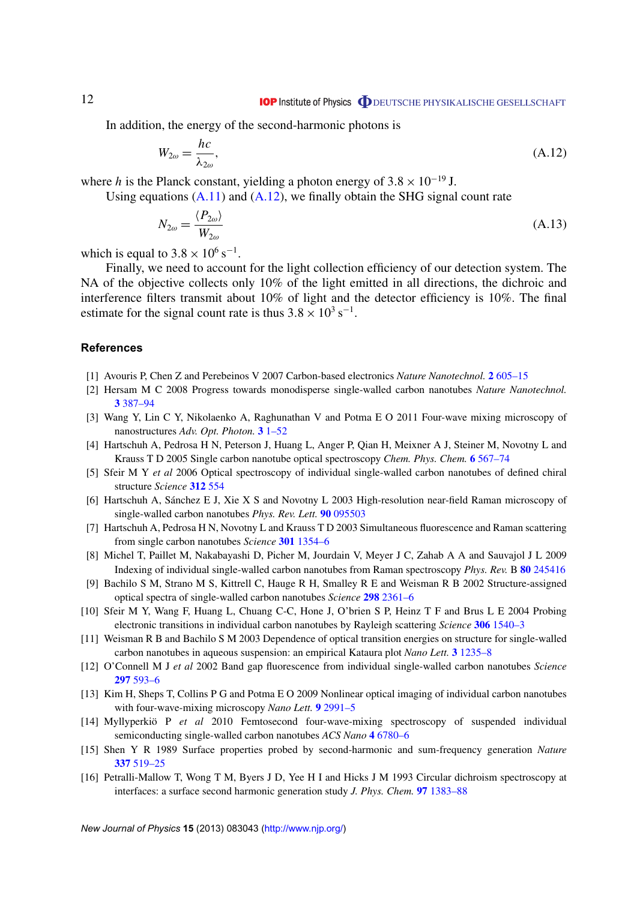In addition, the energy of the second-harmonic photons is

$$W_{2\omega} = \frac{hc}{\lambda_{2\omega}}, \tag{A.12}$$

where $h$ is the Planck constant, yielding a photon energy of $3.8 \times 10^{-19}$ J.

Using equations (A.11) and (A.12), we finally obtain the SHG signal count rate

$$N_{2\omega} = \frac{\langle P_{2\omega} \rangle}{W_{2\omega}} \tag{A.13}$$

which is equal to $3.8 \times 10^{6}\ \mathrm{s}^{-1}$.

Finally, we need to account for the light collection efficiency of our detection system. The NA of the objective collects only 10% of the light emitted in all directions, the dichroic and interference filters transmit about 10% of light and the detector efficiency is 10%. The final estimate for the signal count rate is thus $3.8 \times 10^{3}\ \mathrm{s}^{-1}$.

## References

[1] Avouris P, Chen Z and Perebeinos V 2007 Carbon-based electronics *Nature Nanotechnol.* **2** 605–15

[2] Hersam M C 2008 Progress towards monodisperse single-walled carbon nanotubes *Nature Nanotechnol.* **3** 387–94

[3] Wang Y, Lin C Y, Nikolaenko A, Raghunathan V and Potma E O 2011 Four-wave mixing microscopy of nanostructures *Adv. Opt. Photon.* **3** 1–52

[4] Hartschuh A, Pedrosa H N, Peterson J, Huang L, Anger P, Qian H, Meixner A J, Steiner M, Novotny L and Krauss T D 2005 Single carbon nanotube optical spectroscopy *Chem. Phys. Chem.* **6** 567–74

[5] Sfeir M Y *et al* 2006 Optical spectroscopy of individual single-walled carbon nanotubes of defined chiral structure *Science* **312** 554

[6] Hartschuh A, Sánchez E J, Xie X S and Novotny L 2003 High-resolution near-field Raman microscopy of single-walled carbon nanotubes *Phys. Rev. Lett.* **90** 095503

[7] Hartschuh A, Pedrosa H N, Novotny L and Krauss T D 2003 Simultaneous fluorescence and Raman scattering from single carbon nanotubes *Science* **301** 1354–6

[8] Michel T, Paillet M, Nakabayashi D, Picher M, Jourdain V, Meyer J C, Zahab A A and Sauvajol J L 2009 Indexing of individual single-walled carbon nanotubes from Raman spectroscopy *Phys. Rev.* B **80** 245416

[9] Bachilo S M, Strano M S, Kittrell C, Hauge R H, Smalley R E and Weisman R B 2002 Structure-assigned optical spectra of single-walled carbon nanotubes *Science* **298** 2361–6

[10] Sfeir M Y, Wang F, Huang L, Chuang C-C, Hone J, O'brien S P, Heinz T F and Brus L E 2004 Probing electronic transitions in individual carbon nanotubes by Rayleigh scattering *Science* **306** 1540–3

[11] Weisman R B and Bachilo S M 2003 Dependence of optical transition energies on structure for single-walled carbon nanotubes in aqueous suspension: an empirical Kataura plot *Nano Lett.* **3** 1235–8

[12] O'Connell M J *et al* 2002 Band gap fluorescence from individual single-walled carbon nanotubes *Science* **297** 593–6

[13] Kim H, Sheps T, Collins P G and Potma E O 2009 Nonlinear optical imaging of individual carbon nanotubes with four-wave-mixing microscopy *Nano Lett.* **9** 2991–5

[14] Myllyperkiö P *et al* 2010 Femtosecond four-wave-mixing spectroscopy of suspended individual semiconducting single-walled carbon nanotubes *ACS Nano* **4** 6780–6

[15] Shen Y R 1989 Surface properties probed by second-harmonic and sum-frequency generation *Nature* **337** 519–25

[16] Petralli-Mallow T, Wong T M, Byers J D, Yee H I and Hicks J M 1993 Circular dichroism spectroscopy at interfaces: a surface second harmonic generation study *J. Phys. Chem.* **97** 1383–88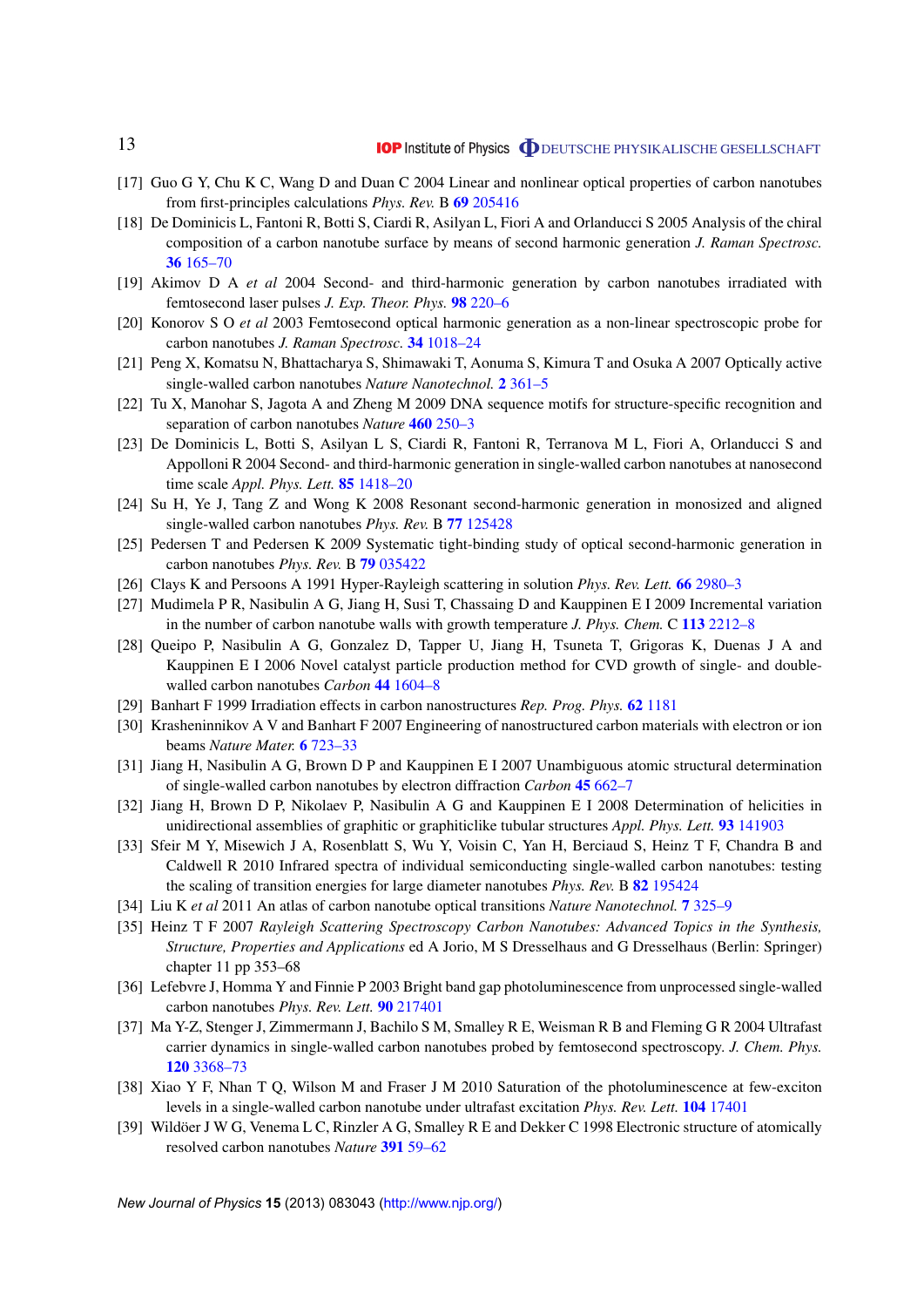[17] Guo G Y, Chu K C, Wang D and Duan C 2004 Linear and nonlinear optical properties of carbon nanotubes from first-principles calculations *Phys. Rev.* B **69** 205416

[18] De Dominicis L, Fantoni R, Botti S, Ciardi R, Asilyan L, Fiori A and Orlanducci S 2005 Analysis of the chiral composition of a carbon nanotube surface by means of second harmonic generation *J. Raman Spectrosc.* **36** 165–70

[19] Akimov D A *et al* 2004 Second- and third-harmonic generation by carbon nanotubes irradiated with femtosecond laser pulses *J. Exp. Theor. Phys.* **98** 220–6

[20] Konorov S O *et al* 2003 Femtosecond optical harmonic generation as a non-linear spectroscopic probe for carbon nanotubes *J. Raman Spectrosc.* **34** 1018–24

[21] Peng X, Komatsu N, Bhattacharya S, Shimawaki T, Aonuma S, Kimura T and Osuka A 2007 Optically active single-walled carbon nanotubes *Nature Nanotechnol.* **2** 361–5

[22] Tu X, Manohar S, Jagota A and Zheng M 2009 DNA sequence motifs for structure-specific recognition and separation of carbon nanotubes *Nature* **460** 250–3

[23] De Dominicis L, Botti S, Asilyan L S, Ciardi R, Fantoni R, Terranova M L, Fiori A, Orlanducci S and Appolloni R 2004 Second- and third-harmonic generation in single-walled carbon nanotubes at nanosecond time scale *Appl. Phys. Lett.* **85** 1418–20

[24] Su H, Ye J, Tang Z and Wong K 2008 Resonant second-harmonic generation in monosized and aligned single-walled carbon nanotubes *Phys. Rev.* B **77** 125428

[25] Pedersen T and Pedersen K 2009 Systematic tight-binding study of optical second-harmonic generation in carbon nanotubes *Phys. Rev.* B **79** 035422

[26] Clays K and Persoons A 1991 Hyper-Rayleigh scattering in solution *Phys. Rev. Lett.* **66** 2980–3

[27] Mudimela P R, Nasibulin A G, Jiang H, Susi T, Chassaing D and Kauppinen E I 2009 Incremental variation in the number of carbon nanotube walls with growth temperature *J. Phys. Chem.* C **113** 2212–8

[28] Queipo P, Nasibulin A G, Gonzalez D, Tapper U, Jiang H, Tsuneta T, Grigoras K, Duenas J A and Kauppinen E I 2006 Novel catalyst particle production method for CVD growth of single- and double-walled carbon nanotubes *Carbon* **44** 1604–8

[29] Banhart F 1999 Irradiation effects in carbon nanostructures *Rep. Prog. Phys.* **62** 1181

[30] Krasheninnikov A V and Banhart F 2007 Engineering of nanostructured carbon materials with electron or ion beams *Nature Mater.* **6** 723–33

[31] Jiang H, Nasibulin A G, Brown D P and Kauppinen E I 2007 Unambiguous atomic structural determination of single-walled carbon nanotubes by electron diffraction *Carbon* **45** 662–7

[32] Jiang H, Brown D P, Nikolaev P, Nasibulin A G and Kauppinen E I 2008 Determination of helicities in unidirectional assemblies of graphitic or graphiticlike tubular structures *Appl. Phys. Lett.* **93** 141903

[33] Sfeir M Y, Misewich J A, Rosenblatt S, Wu Y, Voisin C, Yan H, Berciaud S, Heinz T F, Chandra B and Caldwell R 2010 Infrared spectra of individual semiconducting single-walled carbon nanotubes: testing the scaling of transition energies for large diameter nanotubes *Phys. Rev.* B **82** 195424

[34] Liu K *et al* 2011 An atlas of carbon nanotube optical transitions *Nature Nanotechnol.* **7** 325–9

[35] Heinz T F 2007 *Rayleigh Scattering Spectroscopy Carbon Nanotubes: Advanced Topics in the Synthesis, Structure, Properties and Applications* ed A Jorio, M S Dresselhaus and G Dresselhaus (Berlin: Springer) chapter 11 pp 353–68

[36] Lefebvre J, Homma Y and Finnie P 2003 Bright band gap photoluminescence from unprocessed single-walled carbon nanotubes *Phys. Rev. Lett.* **90** 217401

[37] Ma Y-Z, Stenger J, Zimmermann J, Bachilo S M, Smalley R E, Weisman R B and Fleming G R 2004 Ultrafast carrier dynamics in single-walled carbon nanotubes probed by femtosecond spectroscopy. *J. Chem. Phys.* **120** 3368–73

[38] Xiao Y F, Nhan T Q, Wilson M and Fraser J M 2010 Saturation of the photoluminescence at few-exciton levels in a single-walled carbon nanotube under ultrafast excitation *Phys. Rev. Lett.* **104** 17401

[39] Wildöer J W G, Venema L C, Rinzler A G, Smalley R E and Dekker C 1998 Electronic structure of atomically resolved carbon nanotubes *Nature* **391** 59–62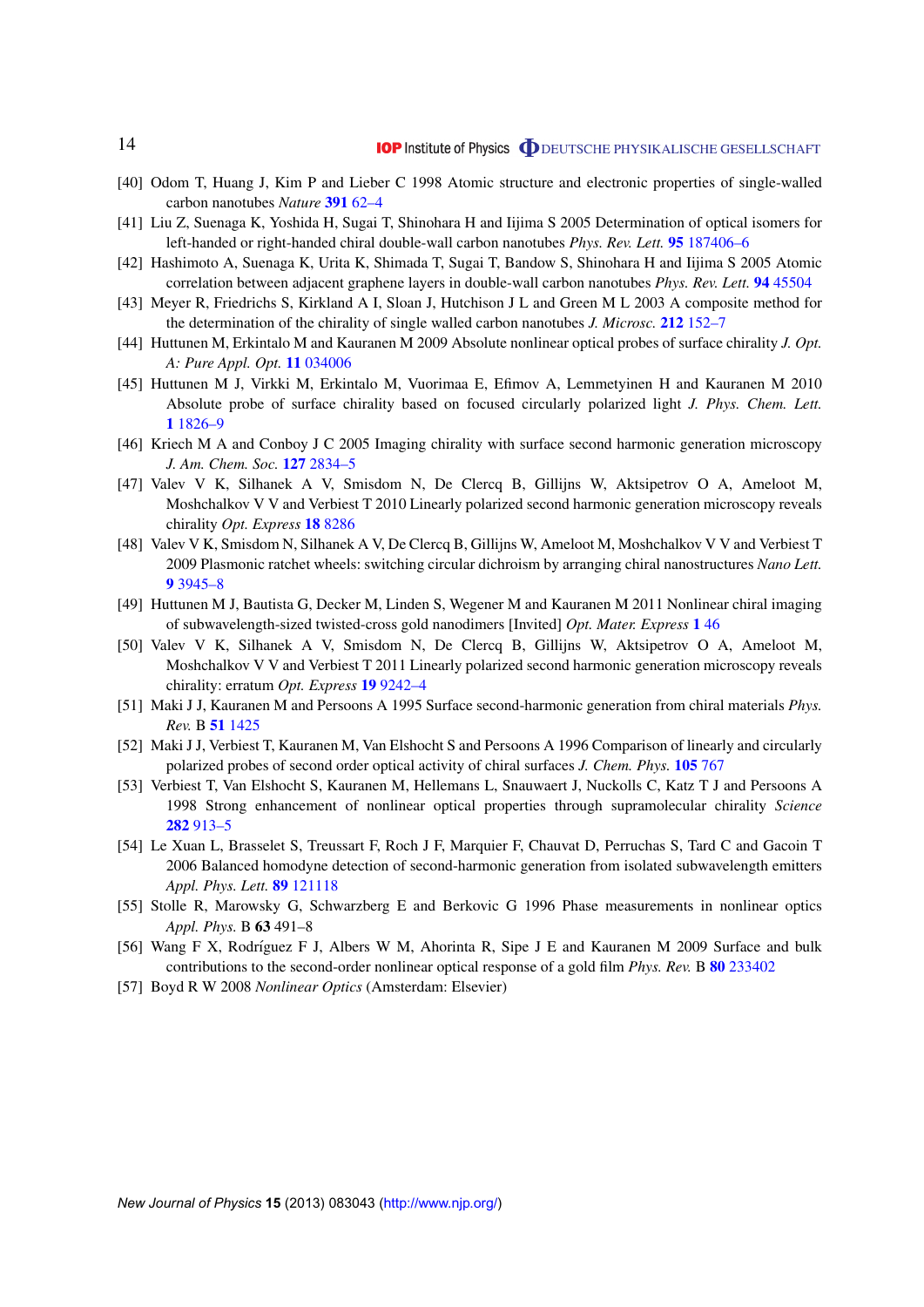[40] Odom T, Huang J, Kim P and Lieber C 1998 Atomic structure and electronic properties of single-walled carbon nanotubes *Nature* **391** 62–4

[41] Liu Z, Suenaga K, Yoshida H, Sugai T, Shinohara H and Iijima S 2005 Determination of optical isomers for left-handed or right-handed chiral double-wall carbon nanotubes *Phys. Rev. Lett.* **95** 187406–6

[42] Hashimoto A, Suenaga K, Urita K, Shimada T, Sugai T, Bandow S, Shinohara H and Iijima S 2005 Atomic correlation between adjacent graphene layers in double-wall carbon nanotubes *Phys. Rev. Lett.* **94** 45504

[43] Meyer R, Friedrichs S, Kirkland A I, Sloan J, Hutchison J L and Green M L 2003 A composite method for the determination of the chirality of single walled carbon nanotubes *J. Microsc.* **212** 152–7

[44] Huttunen M, Erkintalo M and Kauranen M 2009 Absolute nonlinear optical probes of surface chirality *J. Opt. A: Pure Appl. Opt.* **11** 034006

[45] Huttunen M J, Virkki M, Erkintalo M, Vuorimaa E, Efimov A, Lemmetyinen H and Kauranen M 2010 Absolute probe of surface chirality based on focused circularly polarized light *J. Phys. Chem. Lett.* **1** 1826–9

[46] Kriech M A and Conboy J C 2005 Imaging chirality with surface second harmonic generation microscopy *J. Am. Chem. Soc.* **127** 2834–5

[47] Valev V K, Silhanek A V, Smisdom N, De Clercq B, Gillijns W, Aktsipetrov O A, Ameloot M, Moshchalkov V V and Verbiest T 2010 Linearly polarized second harmonic generation microscopy reveals chirality *Opt. Express* **18** 8286

[48] Valev V K, Smisdom N, Silhanek A V, De Clercq B, Gillijns W, Ameloot M, Moshchalkov V V and Verbiest T 2009 Plasmonic ratchet wheels: switching circular dichroism by arranging chiral nanostructures *Nano Lett.* **9** 3945–8

[49] Huttunen M J, Bautista G, Decker M, Linden S, Wegener M and Kauranen M 2011 Nonlinear chiral imaging of subwavelength-sized twisted-cross gold nanodimers [Invited] *Opt. Mater. Express* **1** 46

[50] Valev V K, Silhanek A V, Smisdom N, De Clercq B, Gillijns W, Aktsipetrov O A, Ameloot M, Moshchalkov V V and Verbiest T 2011 Linearly polarized second harmonic generation microscopy reveals chirality: erratum *Opt. Express* **19** 9242–4

[51] Maki J J, Kauranen M and Persoons A 1995 Surface second-harmonic generation from chiral materials *Phys. Rev.* B **51** 1425

[52] Maki J J, Verbiest T, Kauranen M, Van Elshocht S and Persoons A 1996 Comparison of linearly and circularly polarized probes of second order optical activity of chiral surfaces *J. Chem. Phys.* **105** 767

[53] Verbiest T, Van Elshocht S, Kauranen M, Hellemans L, Snauwaert J, Nuckolls C, Katz T J and Persoons A 1998 Strong enhancement of nonlinear optical properties through supramolecular chirality *Science* **282** 913–5

[54] Le Xuan L, Brasselet S, Treussart F, Roch J F, Marquier F, Chauvat D, Perruchas S, Tard C and Gacoin T 2006 Balanced homodyne detection of second-harmonic generation from isolated subwavelength emitters *Appl. Phys. Lett.* **89** 121118

[55] Stolle R, Marowsky G, Schwarzberg E and Berkovic G 1996 Phase measurements in nonlinear optics *Appl. Phys.* B **63** 491–8

[56] Wang F X, Rodríguez F J, Albers W M, Ahorinta R, Sipe J E and Kauranen M 2009 Surface and bulk contributions to the second-order nonlinear optical response of a gold film *Phys. Rev.* B **80** 233402

[57] Boyd R W 2008 *Nonlinear Optics* (Amsterdam: Elsevier)